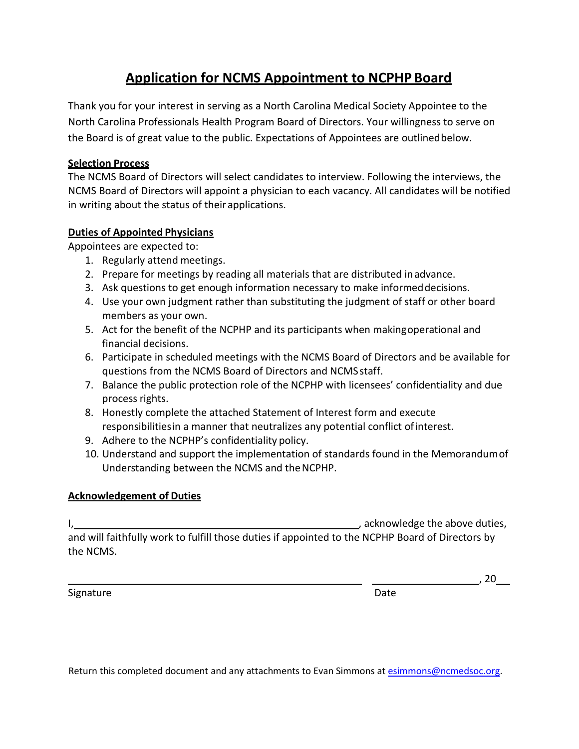# Application for NCMS Appointment to NCPHP Board

Thank you for your interest in serving as a North Carolina Medical Society Appointee to the North Carolina Professionals Health Program Board of Directors. Your willingness to serve on the Board is of great value to the public. Expectations of Appointees are outlined below.

**Selection Process**

The NCMS Board of Directors will select candidates to interview. Following the interviews, the NCMS Board of Directors will appoint a physician to each vacancy. All candidates will be notified in writing about the status of their applications.

**Duties of Appointed Physicians**

Appointees are expected to:

1. Regularly attend meetings.
2. Prepare for meetings by reading all materials that are distributed in advance.
3. Ask questions to get enough information necessary to make informed decisions.
4. Use your own judgment rather than substituting the judgment of staff or other board members as your own.
5. Act for the benefit of the NCPHP and its participants when making operational and financial decisions.
6. Participate in scheduled meetings with the NCMS Board of Directors and be available for questions from the NCMS Board of Directors and NCMS staff.
7. Balance the public protection role of the NCPHP with licensees' confidentiality and due process rights.
8. Honestly complete the attached Statement of Interest form and execute responsibilities in a manner that neutralizes any potential conflict of interest.
9. Adhere to the NCPHP's confidentiality policy.
10. Understand and support the implementation of standards found in the Memorandum of Understanding between the NCMS and the NCPHP.

**Acknowledgement of Duties**

I, ______________________________________________, acknowledge the above duties, and will faithfully work to fulfill those duties if appointed to the NCPHP Board of Directors by the NCMS.

______________________________________________ ____________________, 20___

Signature Date

Return this completed document and any attachments to Evan Simmons at esimmons@ncmedsoc.org.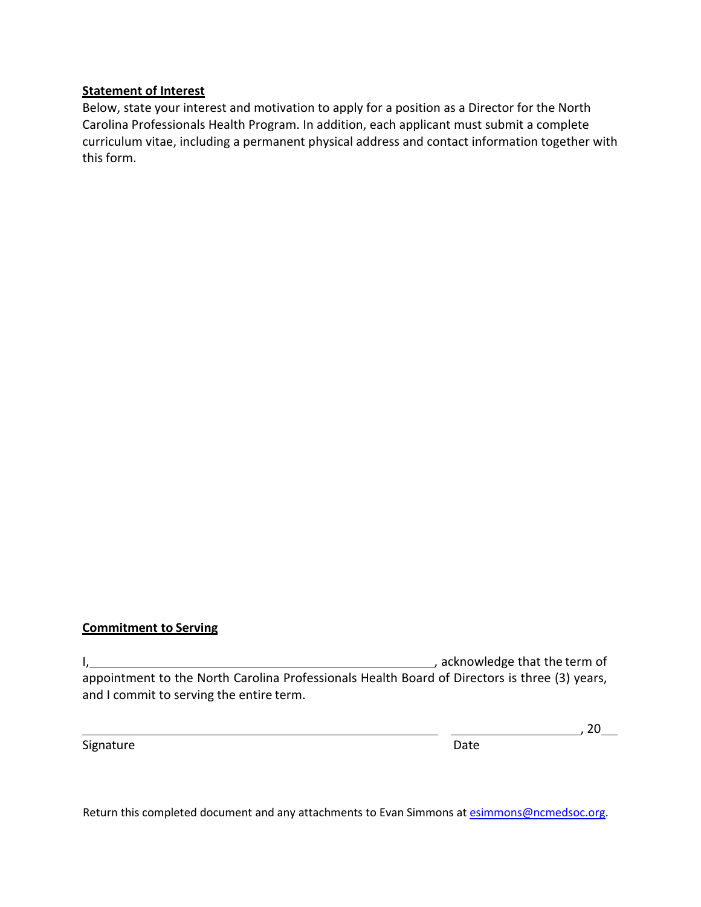**Statement of Interest**

Below, state your interest and motivation to apply for a position as a Director for the North Carolina Professionals Health Program. In addition, each applicant must submit a complete curriculum vitae, including a permanent physical address and contact information together with this form.

**Commitment to Serving**

I, \_\_\_\_\_\_\_\_\_\_\_\_\_\_\_\_\_\_\_\_\_\_\_\_\_\_\_\_\_\_\_\_\_\_\_\_\_\_\_\_\_\_\_\_\_\_\_\_, acknowledge that the term of appointment to the North Carolina Professionals Health Board of Directors is three (3) years, and I commit to serving the entire term.

\_\_\_\_\_\_\_\_\_\_\_\_\_\_\_\_\_\_\_\_\_\_\_\_\_\_\_\_\_\_\_\_\_\_\_\_\_\_\_\_\_\_\_\_\_\_\_\_ \_\_\_\_\_\_\_\_\_\_\_\_\_\_\_\_\_\_\_\_, 20\_\_\_

Signature Date

Return this completed document and any attachments to Evan Simmons at esimmons@ncmedsoc.org.